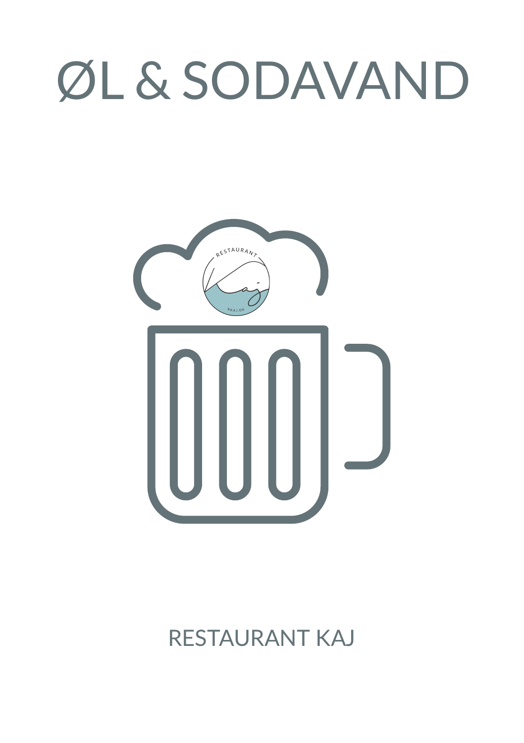# ØL & SODAVAND

RESTAURANT KAJ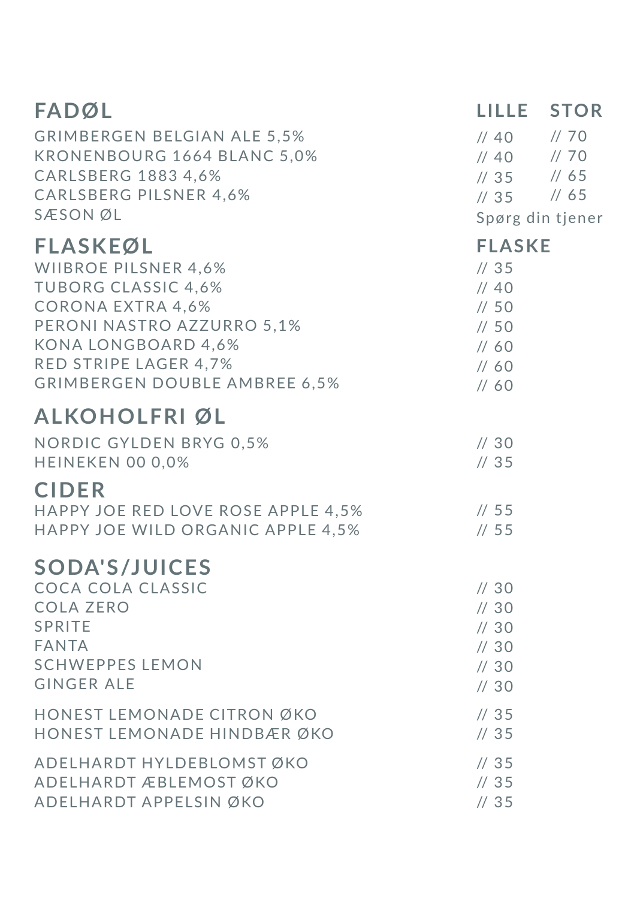| FADØL | LILLE | STOR |
|---|---|---|
| GRIMBERGEN BELGIAN ALE 5,5% | // 40 | // 70 |
| KRONENBOURG 1664 BLANC 5,0% | // 40 | // 70 |
| CARLSBERG 1883 4,6% | // 35 | // 65 |
| CARLSBERG PILSNER 4,6% | // 35 | // 65 |
| SÆSON ØL | Spørg din tjener | |

| FLASKEØL | FLASKE |
|---|---|
| WIIBROE PILSNER 4,6% | // 35 |
| TUBORG CLASSIC 4,6% | // 40 |
| CORONA EXTRA 4,6% | // 50 |
| PERONI NASTRO AZZURRO 5,1% | // 50 |
| KONA LONGBOARD 4,6% | // 60 |
| RED STRIPE LAGER 4,7% | // 60 |
| GRIMBERGEN DOUBLE AMBREE 6,5% | // 60 |

## ALKOHOLFRI ØL

| | |
|---|---|
| NORDIC GYLDEN BRYG 0,5% | // 30 |
| HEINEKEN 00 0,0% | // 35 |

## CIDER

| | |
|---|---|
| HAPPY JOE RED LOVE ROSE APPLE 4,5% | // 55 |
| HAPPY JOE WILD ORGANIC APPLE 4,5% | // 55 |

## SODA'S/JUICES

| | |
|---|---|
| COCA COLA CLASSIC | // 30 |
| COLA ZERO | // 30 |
| SPRITE | // 30 |
| FANTA | // 30 |
| SCHWEPPES LEMON | // 30 |
| GINGER ALE | // 30 |
| HONEST LEMONADE CITRON ØKO | // 35 |
| HONEST LEMONADE HINDBÆR ØKO | // 35 |
| ADELHARDT HYLDEBLOMST ØKO | // 35 |
| ADELHARDT ÆBLEMOST ØKO | // 35 |
| ADELHARDT APPELSIN ØKO | // 35 |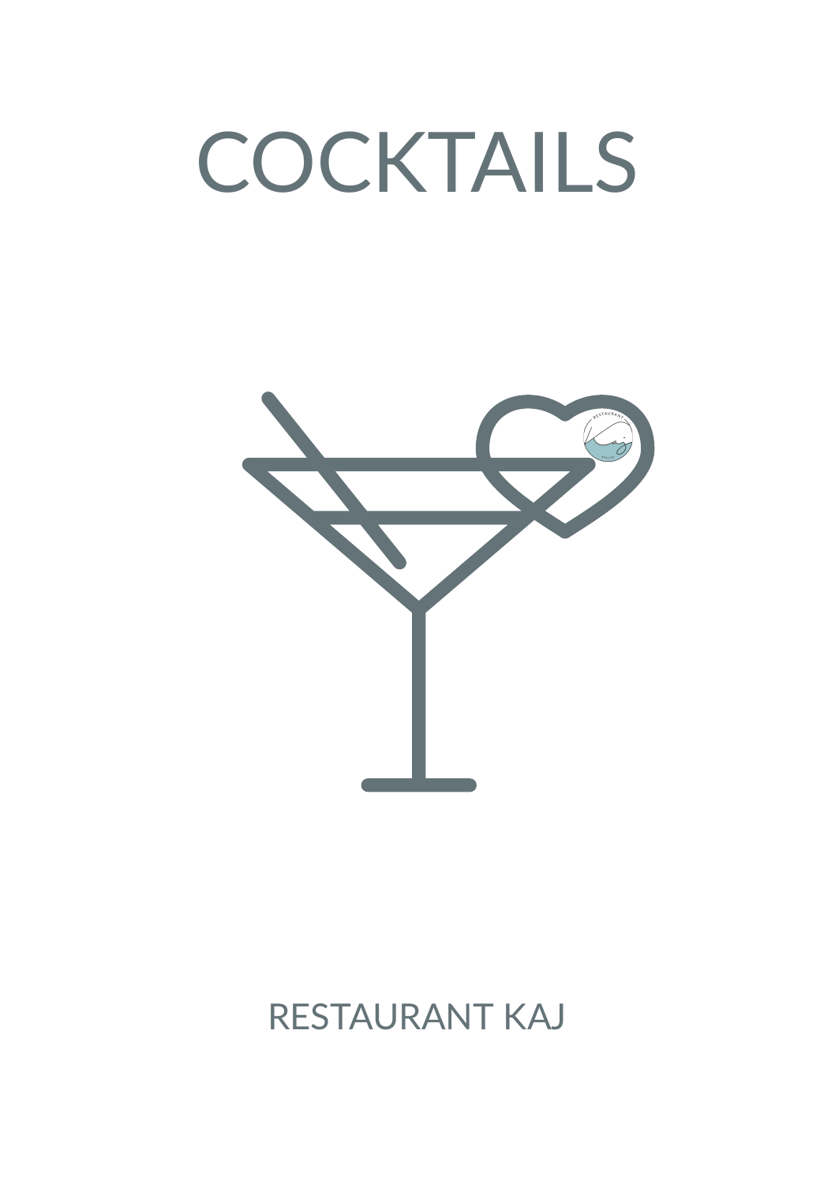# COCKTAILS

RESTAURANT KAJ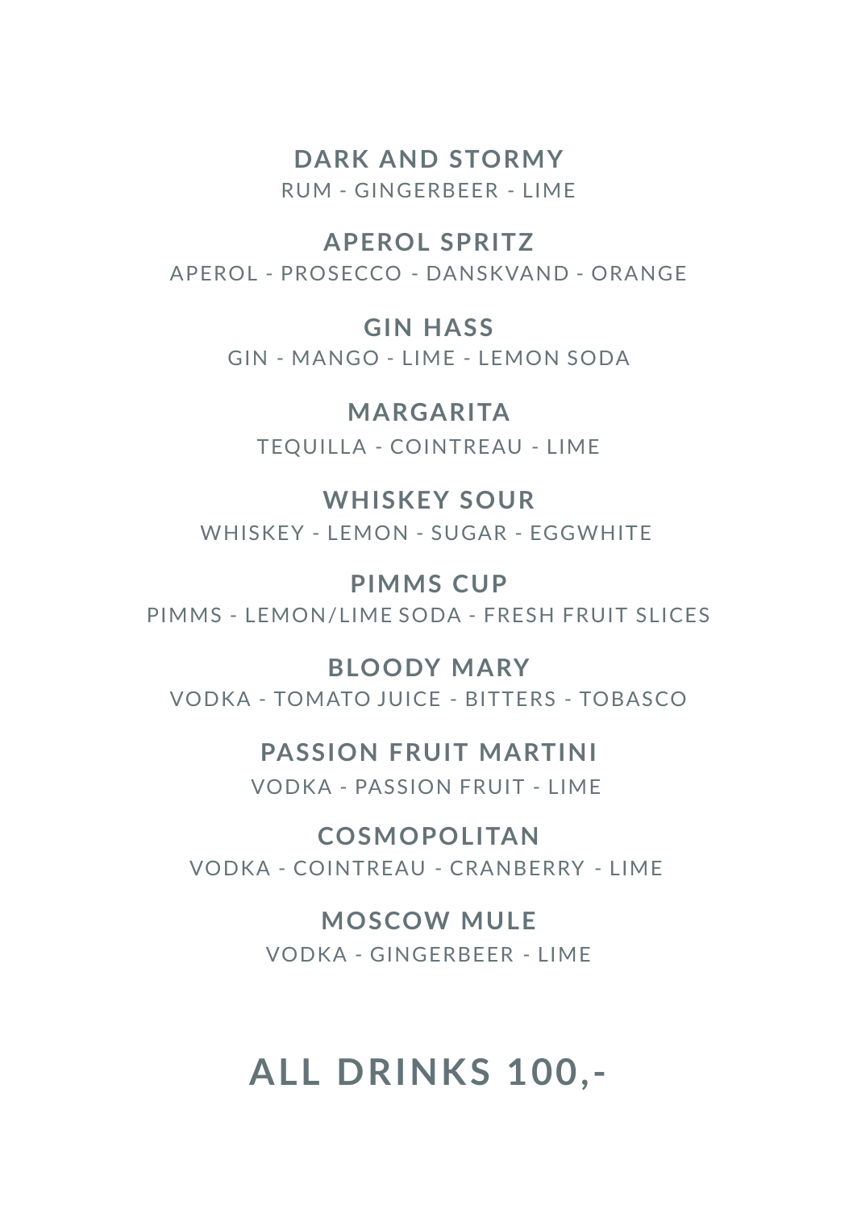**DARK AND STORMY**
RUM - GINGERBEER - LIME

**APEROL SPRITZ**
APEROL - PROSECCO - DANSKVAND - ORANGE

**GIN HASS**
GIN - MANGO - LIME - LEMON SODA

**MARGARITA**
TEQUILLA - COINTREAU - LIME

**WHISKEY SOUR**
WHISKEY - LEMON - SUGAR - EGGWHITE

**PIMMS CUP**
PIMMS - LEMON/LIME SODA - FRESH FRUIT SLICES

**BLOODY MARY**
VODKA - TOMATO JUICE - BITTERS - TOBASCO

**PASSION FRUIT MARTINI**
VODKA - PASSION FRUIT - LIME

**COSMOPOLITAN**
VODKA - COINTREAU - CRANBERRY - LIME

**MOSCOW MULE**
VODKA - GINGERBEER - LIME

## ALL DRINKS 100,-